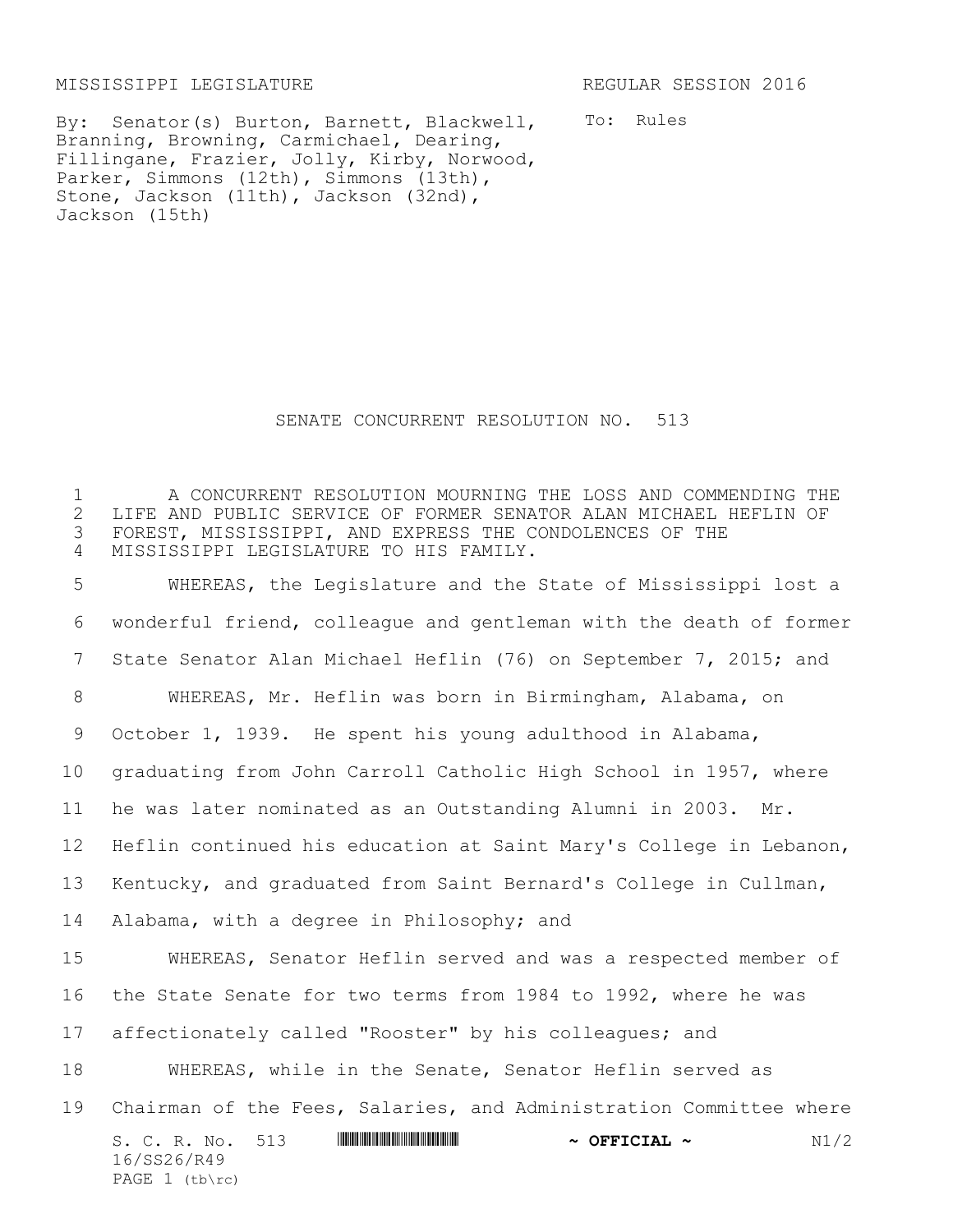MISSISSIPPI LEGISLATURE REGULAR SESSION 2016

By: Senator(s) Burton, Barnett, Blackwell, Branning, Browning, Carmichael, Dearing, Fillingane, Frazier, Jolly, Kirby, Norwood, Parker, Simmons (12th), Simmons (13th), Stone, Jackson (11th), Jackson (32nd), Jackson (15th)

To: Rules

# SENATE CONCURRENT RESOLUTION NO. 513

A CONCURRENT RESOLUTION MOURNING THE LOSS AND COMMENDING THE LIFE AND PUBLIC SERVICE OF FORMER SENATOR ALAN MICHAEL HEFLIN OF FOREST, MISSISSIPPI, AND EXPRESS THE CONDOLENCES OF THE MISSISSIPPI LEGISLATURE TO HIS FAMILY.

WHEREAS, the Legislature and the State of Mississippi lost a wonderful friend, colleague and gentleman with the death of former State Senator Alan Michael Heflin (76) on September 7, 2015; and

WHEREAS, Mr. Heflin was born in Birmingham, Alabama, on October 1, 1939. He spent his young adulthood in Alabama, graduating from John Carroll Catholic High School in 1957, where he was later nominated as an Outstanding Alumni in 2003. Mr. Heflin continued his education at Saint Mary's College in Lebanon, Kentucky, and graduated from Saint Bernard's College in Cullman, Alabama, with a degree in Philosophy; and

WHEREAS, Senator Heflin served and was a respected member of the State Senate for two terms from 1984 to 1992, where he was affectionately called "Rooster" by his colleagues; and

WHEREAS, while in the Senate, Senator Heflin served as Chairman of the Fees, Salaries, and Administration Committee where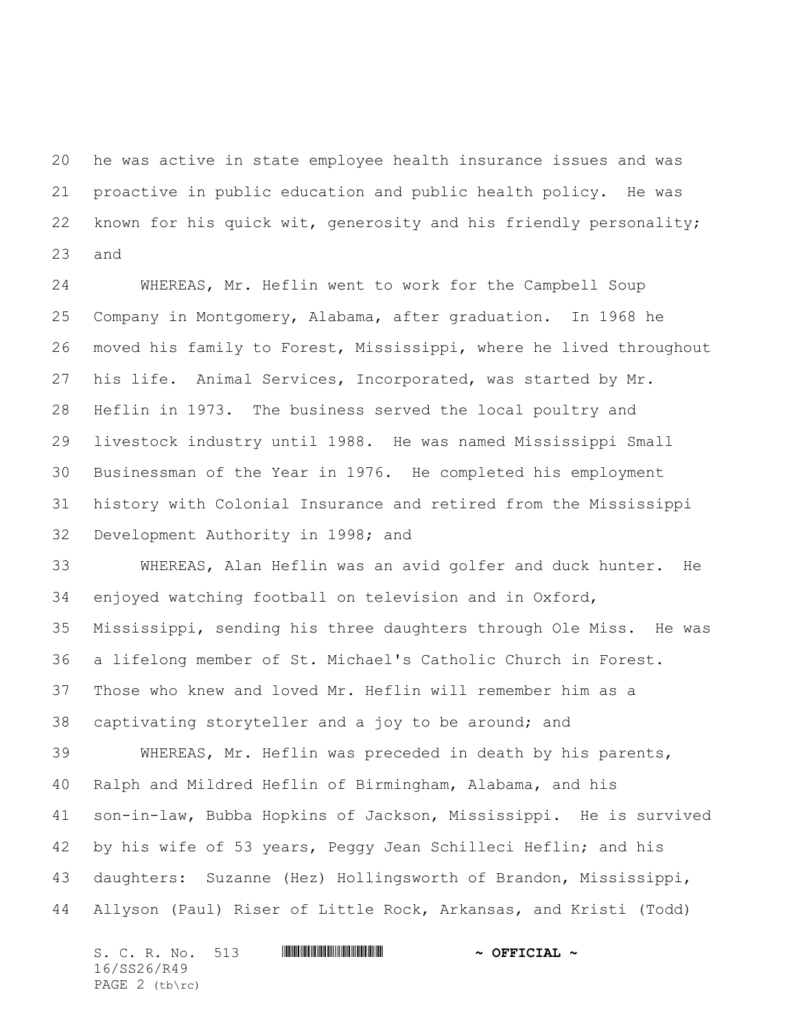he was active in state employee health insurance issues and was proactive in public education and public health policy. He was known for his quick wit, generosity and his friendly personality; and

WHEREAS, Mr. Heflin went to work for the Campbell Soup Company in Montgomery, Alabama, after graduation. In 1968 he moved his family to Forest, Mississippi, where he lived throughout his life. Animal Services, Incorporated, was started by Mr. Heflin in 1973. The business served the local poultry and livestock industry until 1988. He was named Mississippi Small Businessman of the Year in 1976. He completed his employment history with Colonial Insurance and retired from the Mississippi Development Authority in 1998; and

WHEREAS, Alan Heflin was an avid golfer and duck hunter. He enjoyed watching football on television and in Oxford, Mississippi, sending his three daughters through Ole Miss. He was a lifelong member of St. Michael's Catholic Church in Forest. Those who knew and loved Mr. Heflin will remember him as a captivating storyteller and a joy to be around; and

WHEREAS, Mr. Heflin was preceded in death by his parents, Ralph and Mildred Heflin of Birmingham, Alabama, and his son-in-law, Bubba Hopkins of Jackson, Mississippi. He is survived by his wife of 53 years, Peggy Jean Schilleci Heflin; and his daughters: Suzanne (Hez) Hollingsworth of Brandon, Mississippi, Allyson (Paul) Riser of Little Rock, Arkansas, and Kristi (Todd)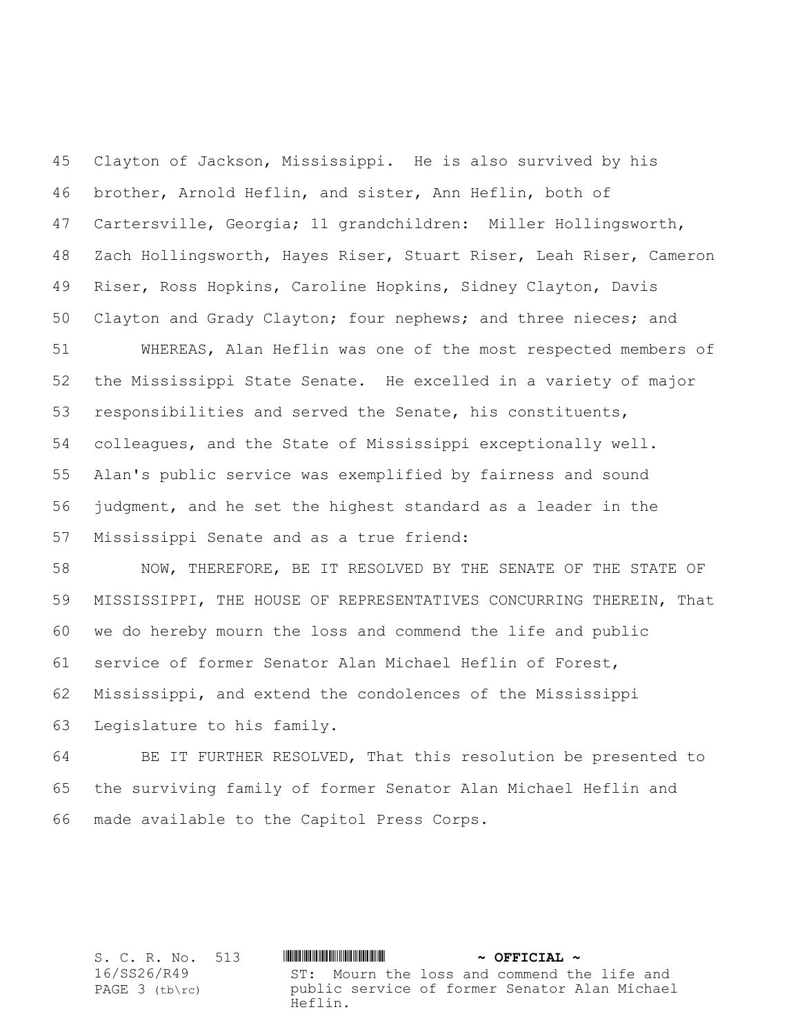Clayton of Jackson, Mississippi. He is also survived by his brother, Arnold Heflin, and sister, Ann Heflin, both of Cartersville, Georgia; 11 grandchildren: Miller Hollingsworth, Zach Hollingsworth, Hayes Riser, Stuart Riser, Leah Riser, Cameron Riser, Ross Hopkins, Caroline Hopkins, Sidney Clayton, Davis Clayton and Grady Clayton; four nephews; and three nieces; and

WHEREAS, Alan Heflin was one of the most respected members of the Mississippi State Senate. He excelled in a variety of major responsibilities and served the Senate, his constituents, colleagues, and the State of Mississippi exceptionally well. Alan's public service was exemplified by fairness and sound judgment, and he set the highest standard as a leader in the Mississippi Senate and as a true friend:

NOW, THEREFORE, BE IT RESOLVED BY THE SENATE OF THE STATE OF MISSISSIPPI, THE HOUSE OF REPRESENTATIVES CONCURRING THEREIN, That we do hereby mourn the loss and commend the life and public service of former Senator Alan Michael Heflin of Forest, Mississippi, and extend the condolences of the Mississippi Legislature to his family.

BE IT FURTHER RESOLVED, That this resolution be presented to the surviving family of former Senator Alan Michael Heflin and made available to the Capitol Press Corps.